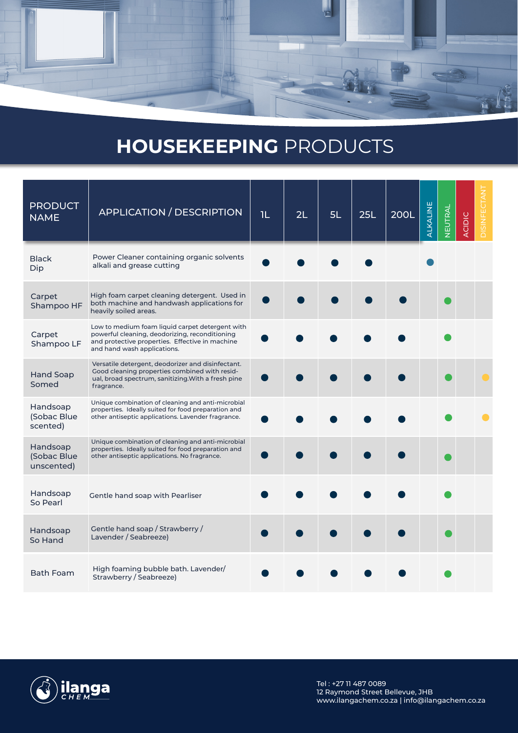# HOUSEKEEPING PRODUCTS

| PRODUCT NAME | APPLICATION / DESCRIPTION | 1L | 2L | 5L | 25L | 200L | ALKALINE | NEUTRAL | ACIDIC | DISINFECTANT |
|---|---|---|---|---|---|---|---|---|---|---|
| Black Dip | Power Cleaner containing organic solvents alkali and grease cutting | ● | ● | ● | ● | | ● | | | |
| Carpet Shampoo HF | High foam carpet cleaning detergent. Used in both machine and handwash applications for heavily soiled areas. | ● | ● | ● | ● | ● | | ● | | |
| Carpet Shampoo LF | Low to medium foam liquid carpet detergent with powerful cleaning, deodorizing, reconditioning and protective properties. Effective in machine and hand wash applications. | ● | ● | ● | ● | ● | | ● | | |
| Hand Soap Somed | Versatile detergent, deodorizer and disinfectant. Good cleaning properties combined with residual, broad spectrum, sanitizing.With a fresh pine fragrance. | ● | ● | ● | ● | ● | | ● | | ● |
| Handsoap (Sobac Blue scented) | Unique combination of cleaning and anti-microbial properties. Ideally suited for food preparation and other antiseptic applications. Lavender fragrance. | ● | ● | ● | ● | ● | | ● | | ● |
| Handsoap (Sobac Blue unscented) | Unique combination of cleaning and anti-microbial properties. Ideally suited for food preparation and other antiseptic applications. No fragrance. | ● | ● | ● | ● | ● | | ● | | |
| Handsoap So Pearl | Gentle hand soap with Pearliser | ● | ● | ● | ● | ● | | ● | | |
| Handsoap So Hand | Gentle hand soap / Strawberry / Lavender / Seabreeze) | ● | ● | ● | ● | ● | | ● | | |
| Bath Foam | High foaming bubble bath. Lavender/ Strawberry / Seabreeze) | ● | ● | ● | ● | ● | | ● | | |

ilanga CHEM

Tel : +27 11 487 0089
12 Raymond Street Bellevue, JHB
www.ilangachem.co.za | info@ilangachem.co.za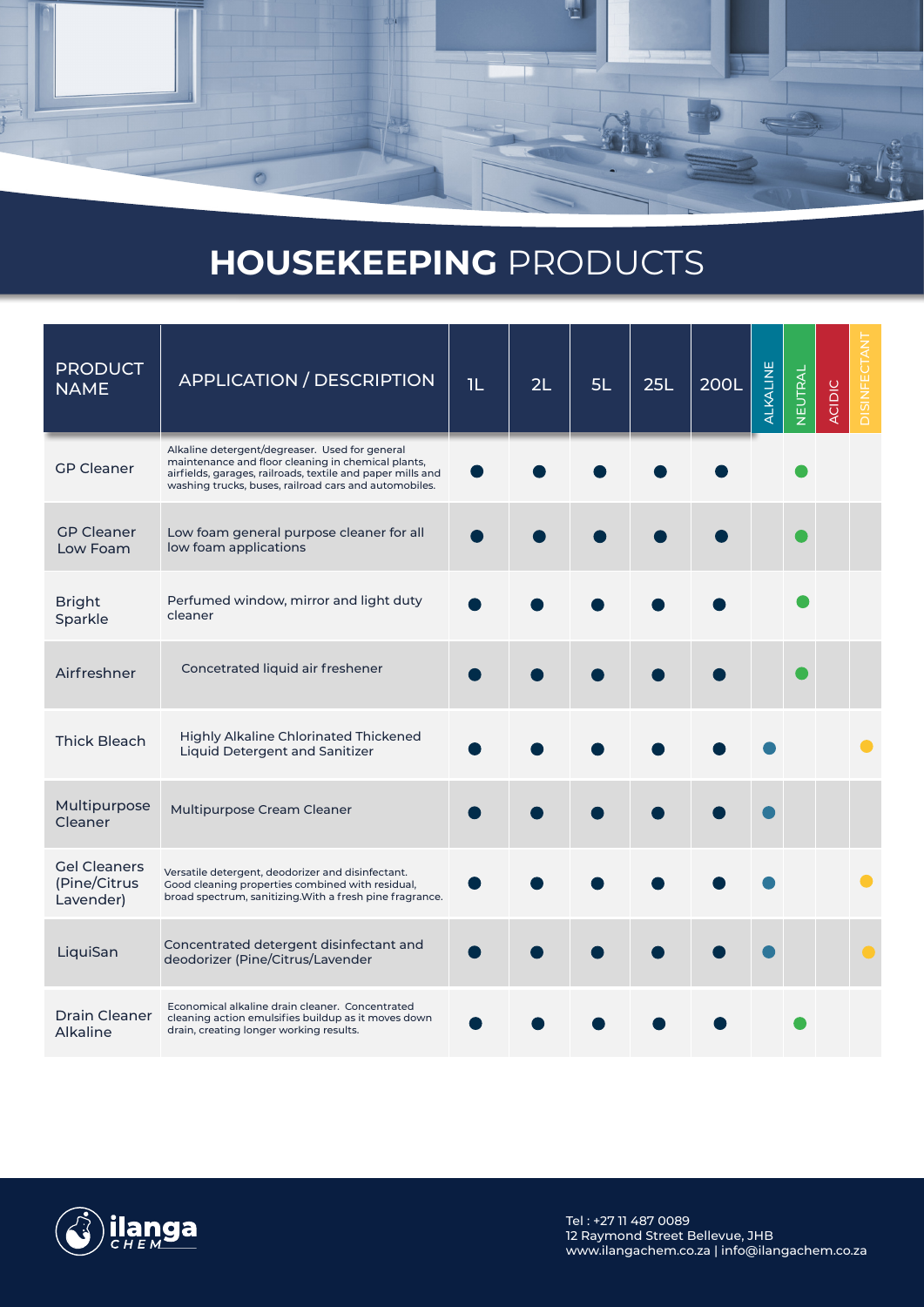# **HOUSEKEEPING** PRODUCTS

| PRODUCT NAME | APPLICATION / DESCRIPTION | 1L | 2L | 5L | 25L | 200L | ALKALINE | NEUTRAL | ACIDIC | DISINFECTANT |
|---|---|---|---|---|---|---|---|---|---|---|
| GP Cleaner | Alkaline detergent/degreaser. Used for general maintenance and floor cleaning in chemical plants, airfields, garages, railroads, textile and paper mills and washing trucks, buses, railroad cars and automobiles. | ● | ● | ● | ● | ● | | ● | | |
| GP Cleaner Low Foam | Low foam general purpose cleaner for all low foam applications | ● | ● | ● | ● | ● | | ● | | |
| Bright Sparkle | Perfumed window, mirror and light duty cleaner | ● | ● | ● | ● | ● | | ● | | |
| Airfreshner | Concetrated liquid air freshener | ● | ● | ● | ● | ● | | ● | | |
| Thick Bleach | Highly Alkaline Chlorinated Thickened Liquid Detergent and Sanitizer | ● | ● | ● | ● | ● | ● | | | ● |
| Multipurpose Cleaner | Multipurpose Cream Cleaner | ● | ● | ● | ● | ● | ● | | | |
| Gel Cleaners (Pine/Citrus Lavender) | Versatile detergent, deodorizer and disinfectant. Good cleaning properties combined with residual, broad spectrum, sanitizing.With a fresh pine fragrance. | ● | ● | ● | ● | ● | ● | | | ● |
| LiquiSan | Concentrated detergent disinfectant and deodorizer (Pine/Citrus/Lavender | ● | ● | ● | ● | ● | ● | | | ● |
| Drain Cleaner Alkaline | Economical alkaline drain cleaner. Concentrated cleaning action emulsifies buildup as it moves down drain, creating longer working results. | ● | ● | ● | ● | ● | | ● | | |

ilanga CHEM

Tel : +27 11 487 0089
12 Raymond Street Bellevue, JHB
www.ilangachem.co.za | info@ilangachem.co.za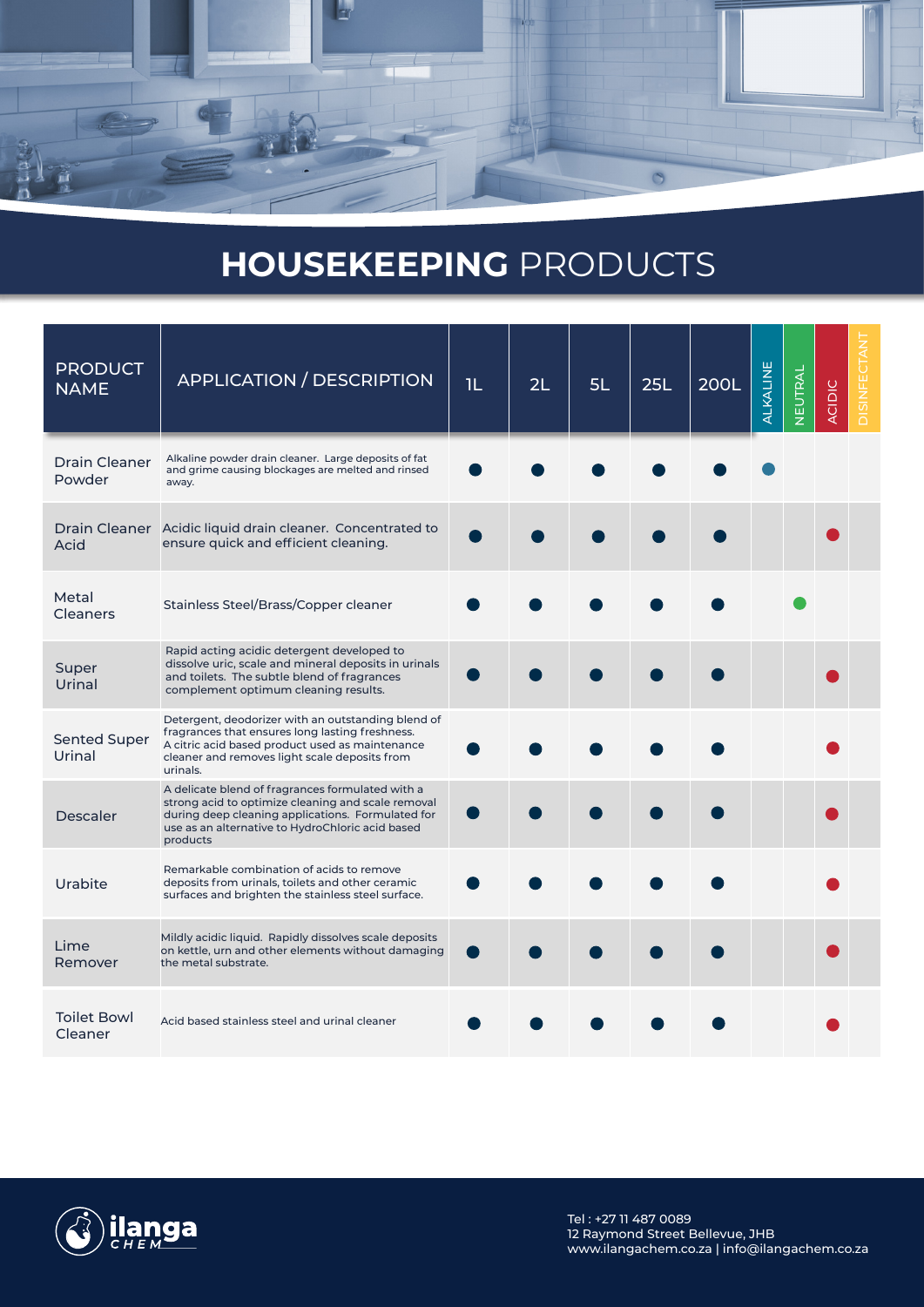# **HOUSEKEEPING** PRODUCTS

| PRODUCT NAME | APPLICATION / DESCRIPTION | 1L | 2L | 5L | 25L | 200L | ALKALINE | NEUTRAL | ACIDIC | DISINFECTANT |
|---|---|---|---|---|---|---|---|---|---|---|
| Drain Cleaner Powder | Alkaline powder drain cleaner. Large deposits of fat and grime causing blockages are melted and rinsed away. | ● | ● | ● | ● | ● | ● | | | |
| Drain Cleaner Acid | Acidic liquid drain cleaner. Concentrated to ensure quick and efficient cleaning. | ● | ● | ● | ● | ● | | | ● | |
| Metal Cleaners | Stainless Steel/Brass/Copper cleaner | ● | ● | ● | ● | ● | | ● | | |
| Super Urinal | Rapid acting acidic detergent developed to dissolve uric, scale and mineral deposits in urinals and toilets. The subtle blend of fragrances complement optimum cleaning results. | ● | ● | ● | ● | ● | | | ● | |
| Sented Super Urinal | Detergent, deodorizer with an outstanding blend of fragrances that ensures long lasting freshness. A citric acid based product used as maintenance cleaner and removes light scale deposits from urinals. | ● | ● | ● | ● | ● | | | ● | |
| Descaler | A delicate blend of fragrances formulated with a strong acid to optimize cleaning and scale removal during deep cleaning applications. Formulated for use as an alternative to HydroChloric acid based products | ● | ● | ● | ● | ● | | | ● | |
| Urabite | Remarkable combination of acids to remove deposits from urinals, toilets and other ceramic surfaces and brighten the stainless steel surface. | ● | ● | ● | ● | ● | | | ● | |
| Lime Remover | Mildly acidic liquid. Rapidly dissolves scale deposits on kettle, urn and other elements without damaging the metal substrate. | ● | ● | ● | ● | ● | | | ● | |
| Toilet Bowl Cleaner | Acid based stainless steel and urinal cleaner | ● | ● | ● | ● | ● | | | ● | |

ilanga CHEM

Tel : +27 11 487 0089
12 Raymond Street Bellevue, JHB
www.ilangachem.co.za | info@ilangachem.co.za